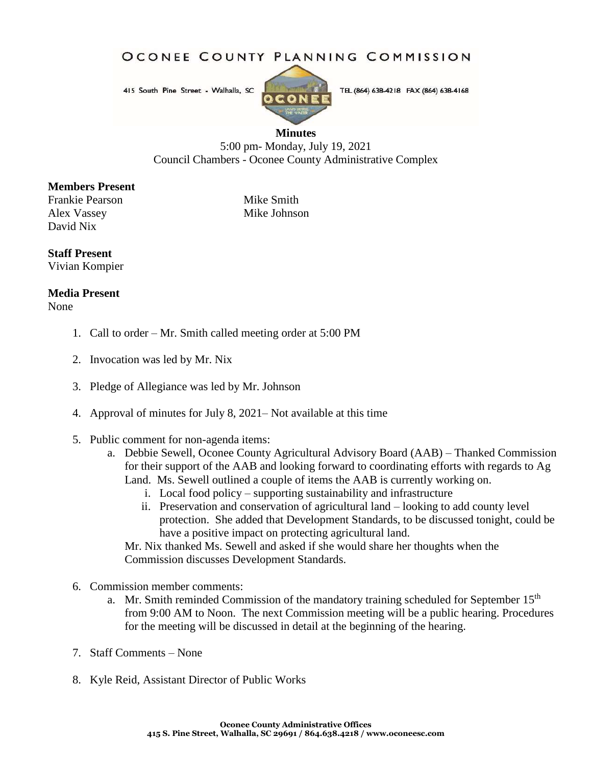# OCONEE COUNTY PLANNING COMMISSION

415 South Pine Street - Walhalla, SC

TEL (864) 638-4218 FAX (864) 638-4168

**Minutes**

5:00 pm- Monday, July 19, 2021

Council Chambers - Oconee County Administrative Complex

**Members Present**

Frankie Pearson
Alex Vassey
David Nix
Mike Smith
Mike Johnson

**Staff Present**

Vivian Kompier

**Media Present**

None

1. Call to order – Mr. Smith called meeting order at 5:00 PM

2. Invocation was led by Mr. Nix

3. Pledge of Allegiance was led by Mr. Johnson

4. Approval of minutes for July 8, 2021– Not available at this time

5. Public comment for non-agenda items:
   a. Debbie Sewell, Oconee County Agricultural Advisory Board (AAB) – Thanked Commission for their support of the AAB and looking forward to coordinating efforts with regards to Ag Land. Ms. Sewell outlined a couple of items the AAB is currently working on.
      i. Local food policy – supporting sustainability and infrastructure
      ii. Preservation and conservation of agricultural land – looking to add county level protection. She added that Development Standards, to be discussed tonight, could be have a positive impact on protecting agricultural land.

   Mr. Nix thanked Ms. Sewell and asked if she would share her thoughts when the Commission discusses Development Standards.

6. Commission member comments:
   a. Mr. Smith reminded Commission of the mandatory training scheduled for September 15th from 9:00 AM to Noon. The next Commission meeting will be a public hearing. Procedures for the meeting will be discussed in detail at the beginning of the hearing.

7. Staff Comments – None

8. Kyle Reid, Assistant Director of Public Works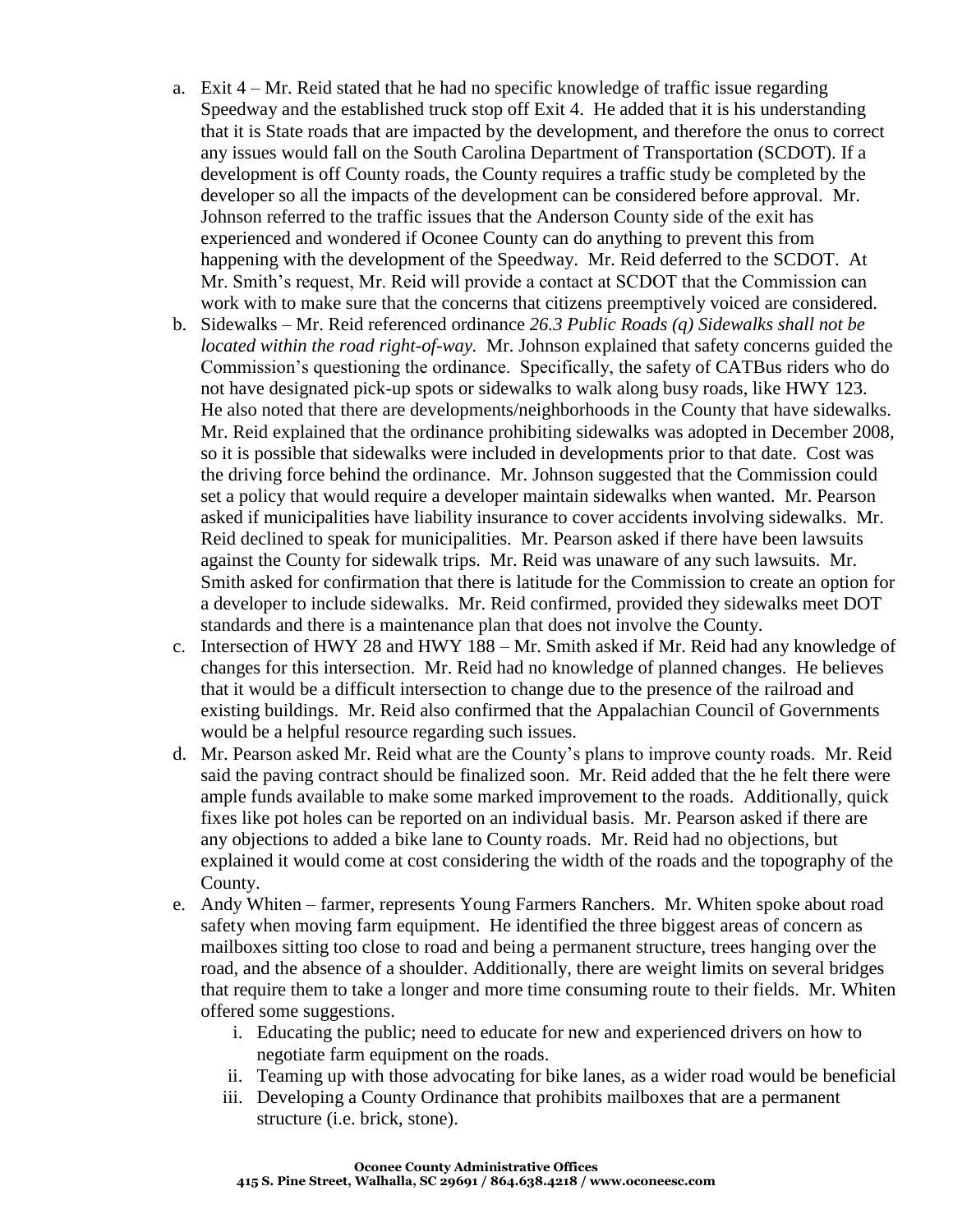a. Exit 4 – Mr. Reid stated that he had no specific knowledge of traffic issue regarding Speedway and the established truck stop off Exit 4. He added that it is his understanding that it is State roads that are impacted by the development, and therefore the onus to correct any issues would fall on the South Carolina Department of Transportation (SCDOT). If a development is off County roads, the County requires a traffic study be completed by the developer so all the impacts of the development can be considered before approval. Mr. Johnson referred to the traffic issues that the Anderson County side of the exit has experienced and wondered if Oconee County can do anything to prevent this from happening with the development of the Speedway. Mr. Reid deferred to the SCDOT. At Mr. Smith's request, Mr. Reid will provide a contact at SCDOT that the Commission can work with to make sure that the concerns that citizens preemptively voiced are considered.

b. Sidewalks – Mr. Reid referenced ordinance *26.3 Public Roads (q) Sidewalks shall not be located within the road right-of-way.* Mr. Johnson explained that safety concerns guided the Commission's questioning the ordinance. Specifically, the safety of CATBus riders who do not have designated pick-up spots or sidewalks to walk along busy roads, like HWY 123. He also noted that there are developments/neighborhoods in the County that have sidewalks. Mr. Reid explained that the ordinance prohibiting sidewalks was adopted in December 2008, so it is possible that sidewalks were included in developments prior to that date. Cost was the driving force behind the ordinance. Mr. Johnson suggested that the Commission could set a policy that would require a developer maintain sidewalks when wanted. Mr. Pearson asked if municipalities have liability insurance to cover accidents involving sidewalks. Mr. Reid declined to speak for municipalities. Mr. Pearson asked if there have been lawsuits against the County for sidewalk trips. Mr. Reid was unaware of any such lawsuits. Mr. Smith asked for confirmation that there is latitude for the Commission to create an option for a developer to include sidewalks. Mr. Reid confirmed, provided they sidewalks meet DOT standards and there is a maintenance plan that does not involve the County.

c. Intersection of HWY 28 and HWY 188 – Mr. Smith asked if Mr. Reid had any knowledge of changes for this intersection. Mr. Reid had no knowledge of planned changes. He believes that it would be a difficult intersection to change due to the presence of the railroad and existing buildings. Mr. Reid also confirmed that the Appalachian Council of Governments would be a helpful resource regarding such issues.

d. Mr. Pearson asked Mr. Reid what are the County's plans to improve county roads. Mr. Reid said the paving contract should be finalized soon. Mr. Reid added that the he felt there were ample funds available to make some marked improvement to the roads. Additionally, quick fixes like pot holes can be reported on an individual basis. Mr. Pearson asked if there are any objections to added a bike lane to County roads. Mr. Reid had no objections, but explained it would come at cost considering the width of the roads and the topography of the County.

e. Andy Whiten – farmer, represents Young Farmers Ranchers. Mr. Whiten spoke about road safety when moving farm equipment. He identified the three biggest areas of concern as mailboxes sitting too close to road and being a permanent structure, trees hanging over the road, and the absence of a shoulder. Additionally, there are weight limits on several bridges that require them to take a longer and more time consuming route to their fields. Mr. Whiten offered some suggestions.
   i. Educating the public; need to educate for new and experienced drivers on how to negotiate farm equipment on the roads.
   ii. Teaming up with those advocating for bike lanes, as a wider road would be beneficial
   iii. Developing a County Ordinance that prohibits mailboxes that are a permanent structure (i.e. brick, stone).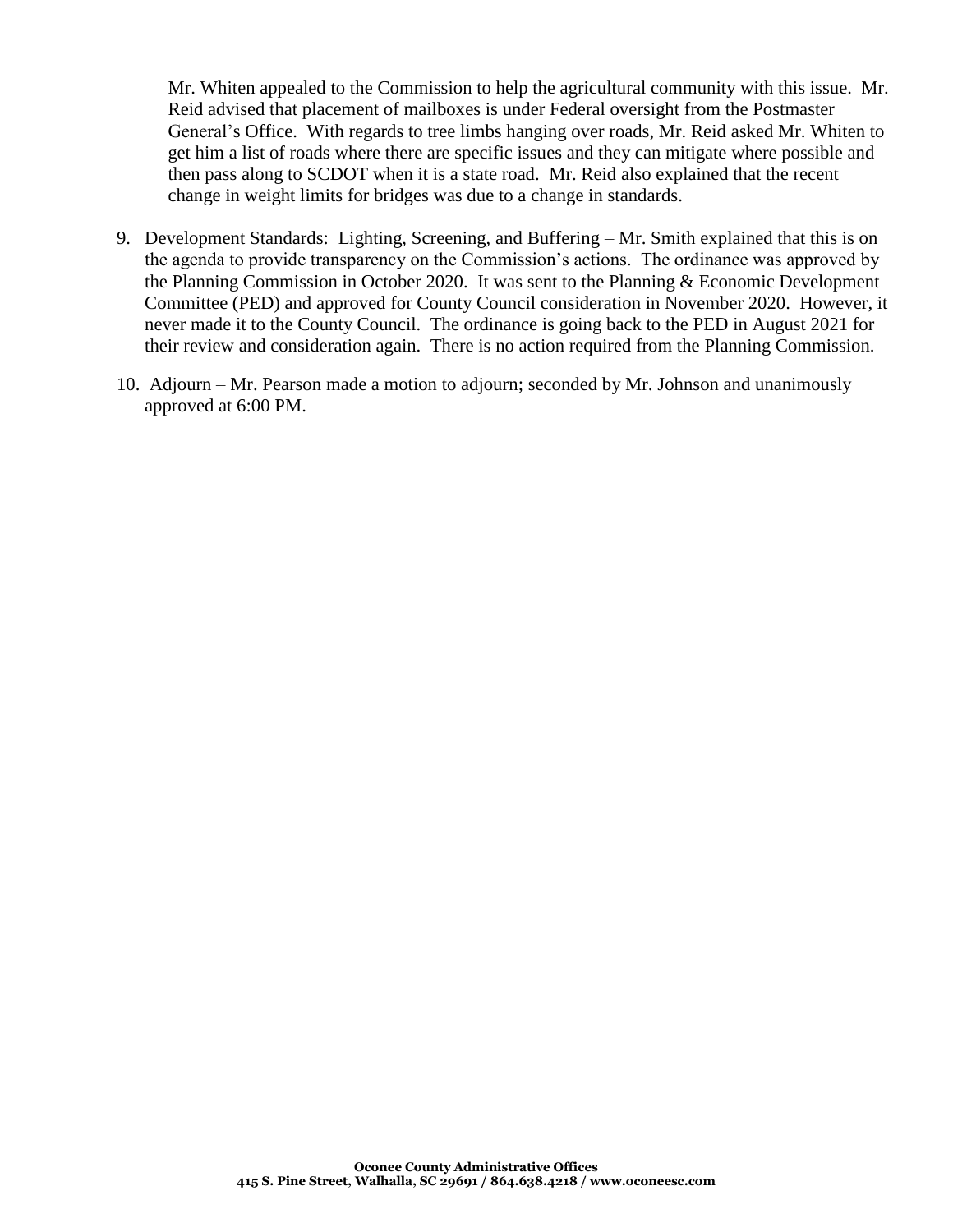Mr. Whiten appealed to the Commission to help the agricultural community with this issue. Mr. Reid advised that placement of mailboxes is under Federal oversight from the Postmaster General's Office. With regards to tree limbs hanging over roads, Mr. Reid asked Mr. Whiten to get him a list of roads where there are specific issues and they can mitigate where possible and then pass along to SCDOT when it is a state road. Mr. Reid also explained that the recent change in weight limits for bridges was due to a change in standards.

9. Development Standards: Lighting, Screening, and Buffering – Mr. Smith explained that this is on the agenda to provide transparency on the Commission's actions. The ordinance was approved by the Planning Commission in October 2020. It was sent to the Planning & Economic Development Committee (PED) and approved for County Council consideration in November 2020. However, it never made it to the County Council. The ordinance is going back to the PED in August 2021 for their review and consideration again. There is no action required from the Planning Commission.

10. Adjourn – Mr. Pearson made a motion to adjourn; seconded by Mr. Johnson and unanimously approved at 6:00 PM.